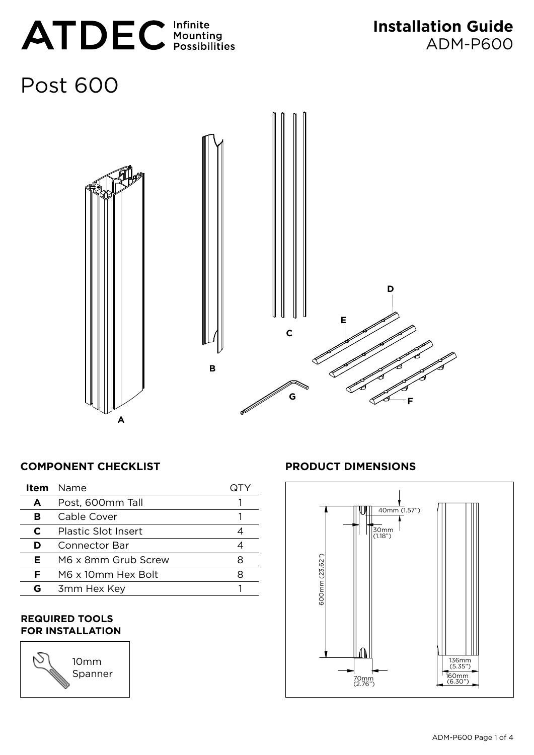ATDEC Infinite Mounting Possibilities

# Installation Guide
ADM-P600

# Post 600

## COMPONENT CHECKLIST

| Item | Name | QTY |
|---|---|---|
| A | Post, 600mm Tall | 1 |
| B | Cable Cover | 1 |
| C | Plastic Slot Insert | 4 |
| D | Connector Bar | 4 |
| E | M6 x 8mm Grub Screw | 8 |
| F | M6 x 10mm Hex Bolt | 8 |
| G | 3mm Hex Key | 1 |

## REQUIRED TOOLS FOR INSTALLATION

10mm Spanner

## PRODUCT DIMENSIONS

600mm (23.62")

40mm (1.57")

30mm (1.18")

70mm (2.76")

136mm (5.35")

160mm (6.30")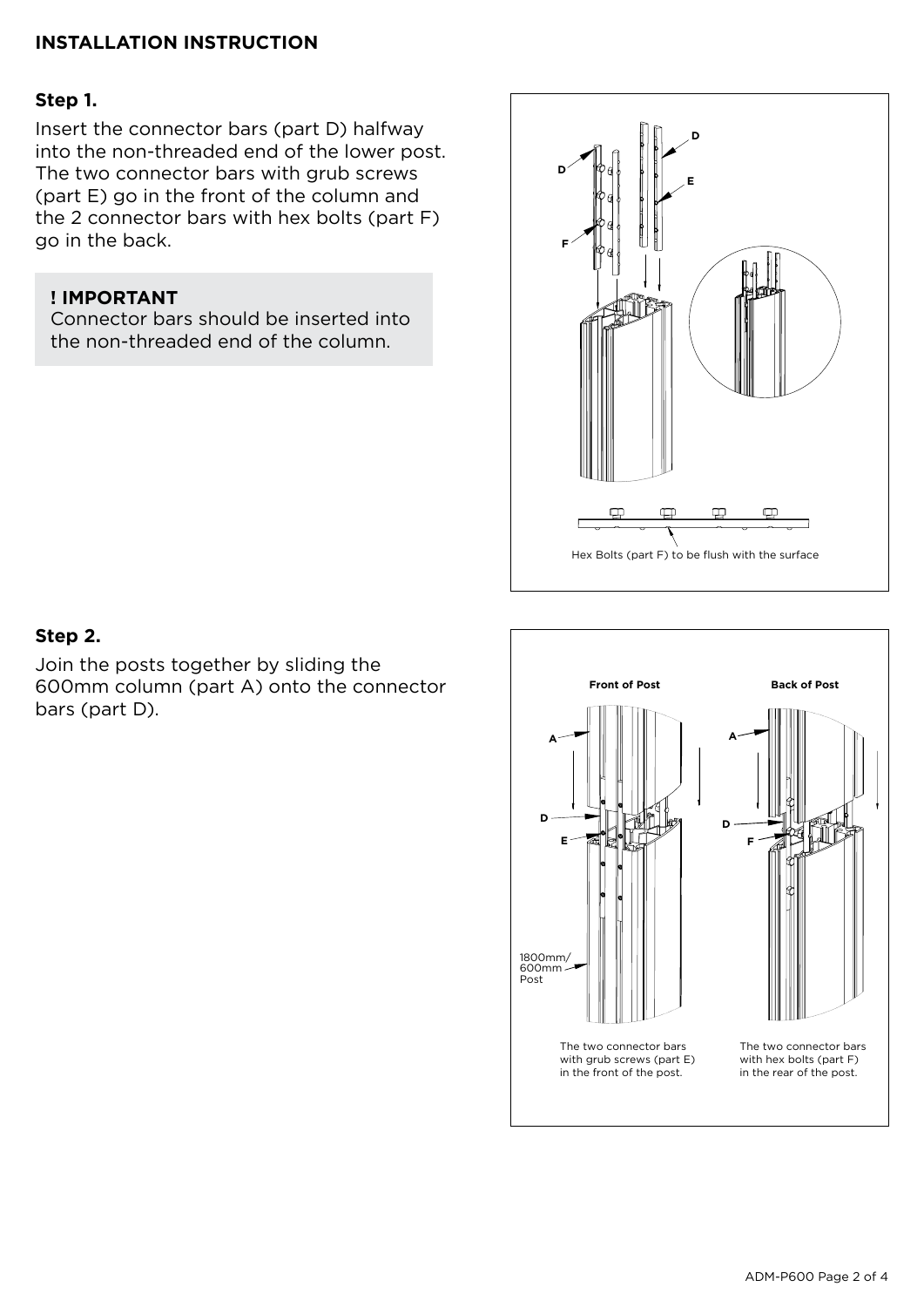## INSTALLATION INSTRUCTION

### Step 1.

Insert the connector bars (part D) halfway into the non-threaded end of the lower post. The two connector bars with grub screws (part E) go in the front of the column and the 2 connector bars with hex bolts (part F) go in the back.

> **! IMPORTANT**
> Connector bars should be inserted into the non-threaded end of the column.

D

D

E

F

Hex Bolts (part F) to be flush with the surface

### Step 2.

Join the posts together by sliding the 600mm column (part A) onto the connector bars (part D).

**Front of Post**

**Back of Post**

A

A

D

D

E

F

1800mm/ 600mm Post

The two connector bars with grub screws (part E) in the front of the post.

The two connector bars with hex bolts (part F) in the rear of the post.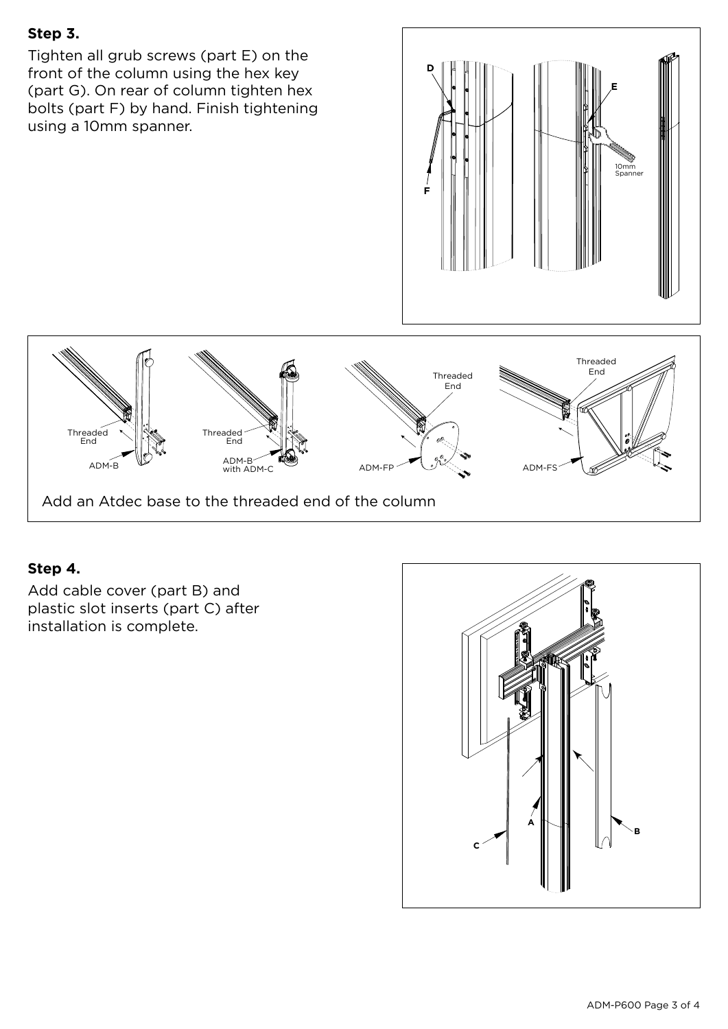**Step 3.**

Tighten all grub screws (part E) on the front of the column using the hex key (part G). On rear of column tighten hex bolts (part F) by hand. Finish tightening using a 10mm spanner.

Add an Atdec base to the threaded end of the column

**Step 4.**

Add cable cover (part B) and plastic slot inserts (part C) after installation is complete.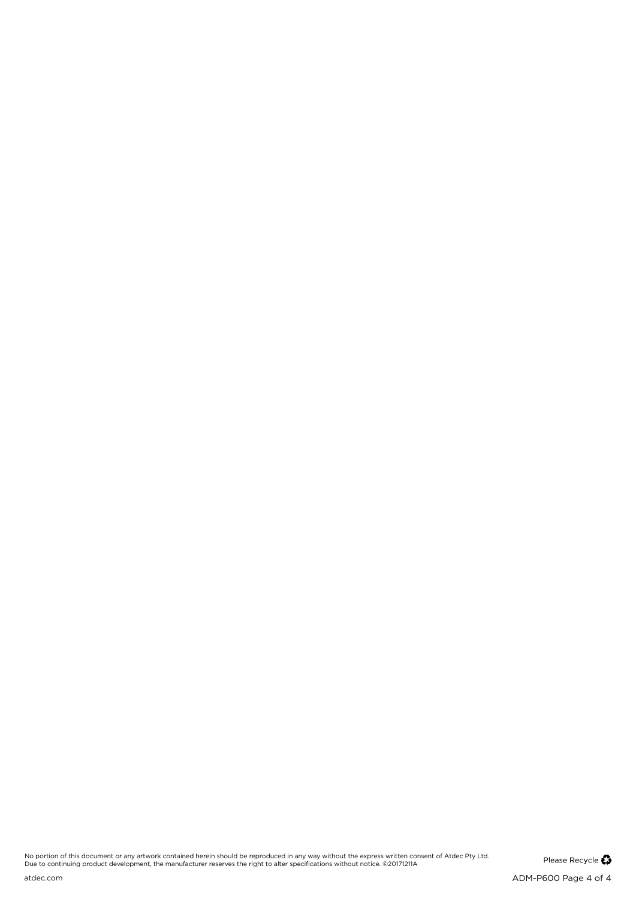No portion of this document or any artwork contained herein should be reproduced in any way without the express written consent of Atdec Pty Ltd.
Due to continuing product development, the manufacturer reserves the right to alter specifications without notice. ©20171211A

Please Recycle

atdec.com